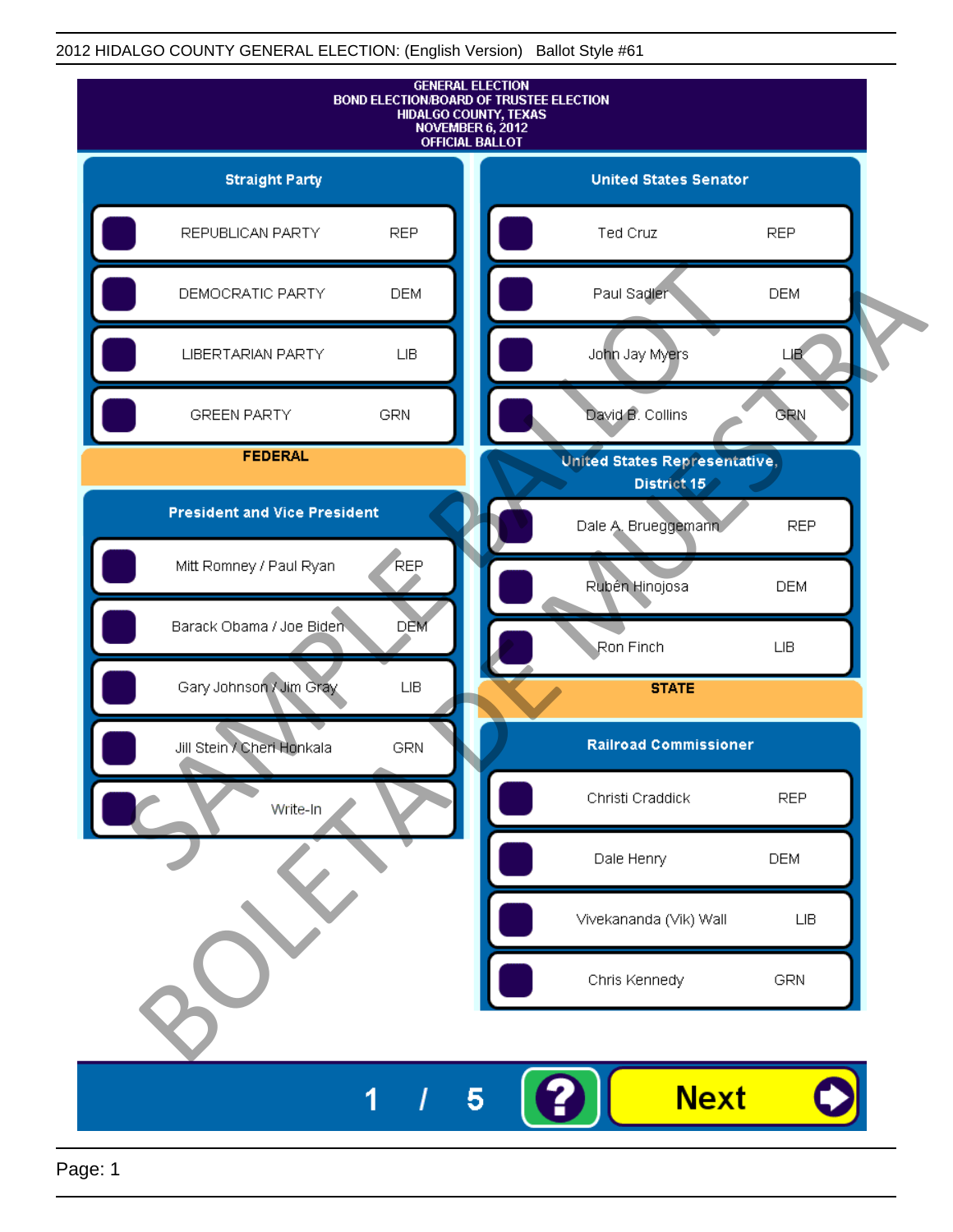2012 HIDALGO COUNTY GENERAL ELECTION: (English Version)   Ballot Style #61

GENERAL ELECTION
BOND ELECTION/BOARD OF TRUSTEE ELECTION
HIDALGO COUNTY, TEXAS
NOVEMBER 6, 2012
OFFICIAL BALLOT

## Straight Party

| Candidate | Party |
|---|---|
| REPUBLICAN PARTY | REP |
| DEMOCRATIC PARTY | DEM |
| LIBERTARIAN PARTY | LIB |
| GREEN PARTY | GRN |

## FEDERAL

### President and Vice President

| Candidate | Party |
|---|---|
| Mitt Romney / Paul Ryan | REP |
| Barack Obama / Joe Biden | DEM |
| Gary Johnson / Jim Gray | LIB |
| Jill Stein / Cheri Honkala | GRN |
| Write-In | |

### United States Senator

| Candidate | Party |
|---|---|
| Ted Cruz | REP |
| Paul Sadler | DEM |
| John Jay Myers | LIB |
| David B. Collins | GRN |

### United States Representative, District 15

| Candidate | Party |
|---|---|
| Dale A. Brueggemann | REP |
| Rubén Hinojosa | DEM |
| Ron Finch | LIB |

## STATE

### Railroad Commissioner

| Candidate | Party |
|---|---|
| Christi Craddick | REP |
| Dale Henry | DEM |
| Vivekananda (Vik) Wall | LIB |
| Chris Kennedy | GRN |

1 / 5

Next

SAMPLE BALLOT
BOLETA DE MUESTRA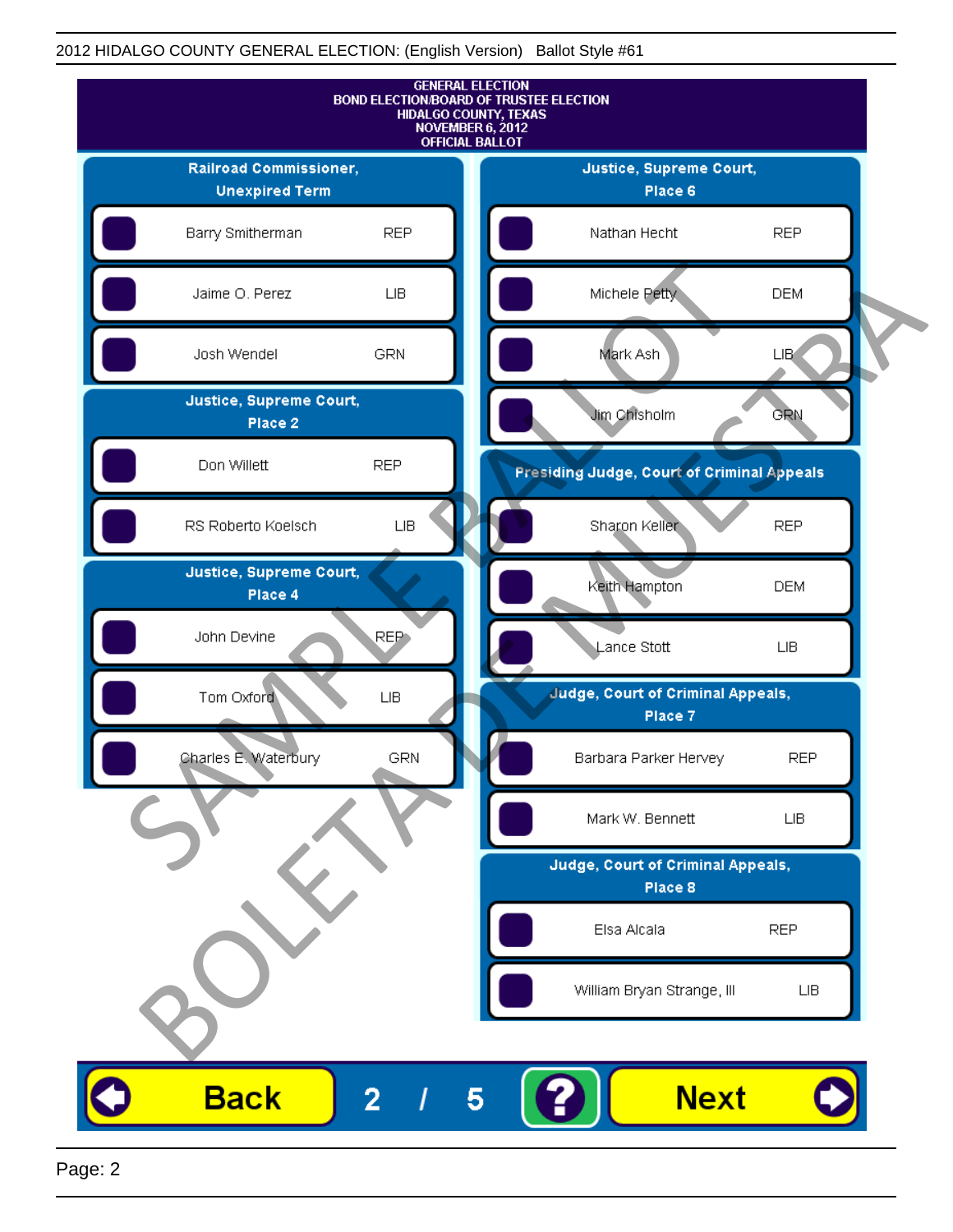2012 HIDALGO COUNTY GENERAL ELECTION: (English Version) Ballot Style #61

**GENERAL ELECTION**
**BOND ELECTION/BOARD OF TRUSTEE ELECTION**
**HIDALGO COUNTY, TEXAS**
**NOVEMBER 6, 2012**
**OFFICIAL BALLOT**

### Railroad Commissioner, Unexpired Term

| Candidate | Party |
|---|---|
| Barry Smitherman | REP |
| Jaime O. Perez | LIB |
| Josh Wendel | GRN |

### Justice, Supreme Court, Place 2

| Candidate | Party |
|---|---|
| Don Willett | REP |
| RS Roberto Koelsch | LIB |

### Justice, Supreme Court, Place 4

| Candidate | Party |
|---|---|
| John Devine | REP |
| Tom Oxford | LIB |
| Charles E. Waterbury | GRN |

### Justice, Supreme Court, Place 6

| Candidate | Party |
|---|---|
| Nathan Hecht | REP |
| Michele Petty | DEM |
| Mark Ash | LIB |
| Jim Chisholm | GRN |

### Presiding Judge, Court of Criminal Appeals

| Candidate | Party |
|---|---|
| Sharon Keller | REP |
| Keith Hampton | DEM |
| Lance Stott | LIB |

### Judge, Court of Criminal Appeals, Place 7

| Candidate | Party |
|---|---|
| Barbara Parker Hervey | REP |
| Mark W. Bennett | LIB |

### Judge, Court of Criminal Appeals, Place 8

| Candidate | Party |
|---|---|
| Elsa Alcala | REP |
| William Bryan Strange, III | LIB |

SAMPLE BALLOT
BOLETA DE MUESTRA

Back | 2 / 5 | ? | Next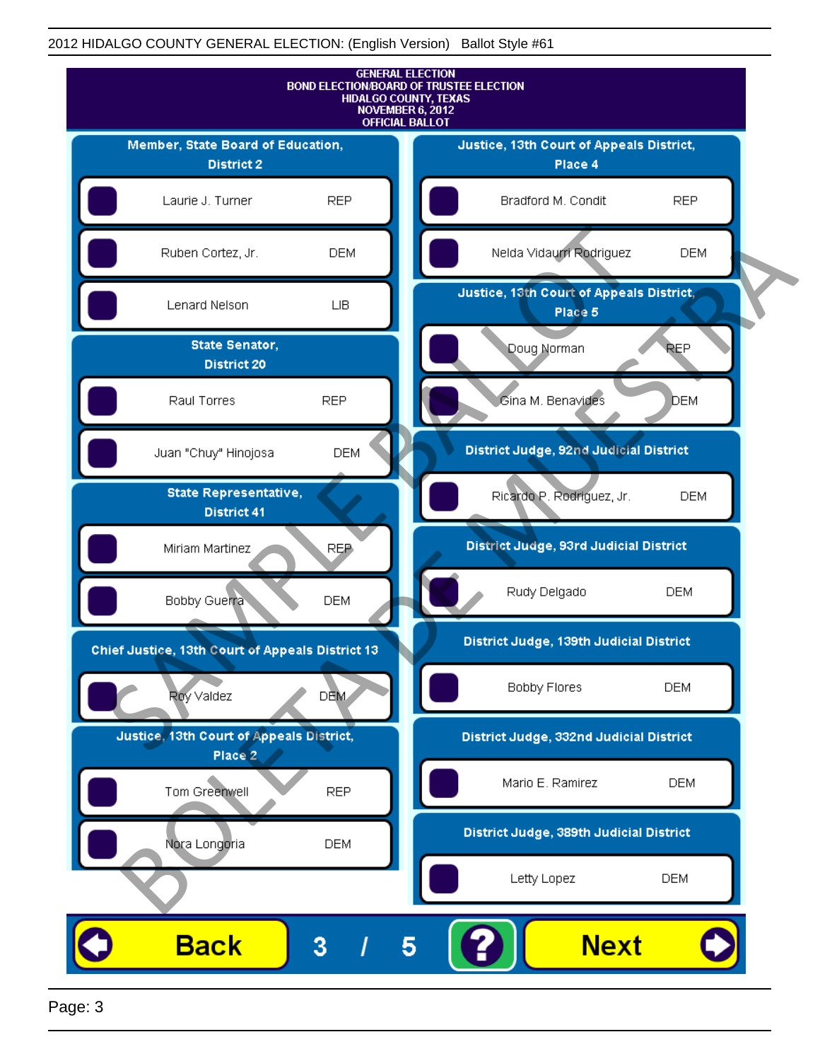GENERAL ELECTION
BOND ELECTION/BOARD OF TRUSTEE ELECTION
HIDALGO COUNTY, TEXAS
NOVEMBER 6, 2012
OFFICIAL BALLOT

### Member, State Board of Education, District 2

- Laurie J. Turner — REP
- Ruben Cortez, Jr. — DEM
- Lenard Nelson — LIB

### State Senator, District 20

- Raul Torres — REP
- Juan "Chuy" Hinojosa — DEM

### State Representative, District 41

- Miriam Martinez — REP
- Bobby Guerra — DEM

### Chief Justice, 13th Court of Appeals District 13

- Roy Valdez — DEM

### Justice, 13th Court of Appeals District, Place 2

- Tom Greenwell — REP
- Nora Longoria — DEM

### Justice, 13th Court of Appeals District, Place 4

- Bradford M. Condit — REP
- Nelda Vidaurri Rodriguez — DEM

### Justice, 13th Court of Appeals District, Place 5

- Doug Norman — REP
- Gina M. Benavides — DEM

### District Judge, 92nd Judicial District

- Ricardo P. Rodriguez, Jr. — DEM

### District Judge, 93rd Judicial District

- Rudy Delgado — DEM

### District Judge, 139th Judicial District

- Bobby Flores — DEM

### District Judge, 332nd Judicial District

- Mario E. Ramirez — DEM

### District Judge, 389th Judicial District

- Letty Lopez — DEM

SAMPLE BALLOT / BOLETA DE MUESTRA

Back 3 / 5 ? Next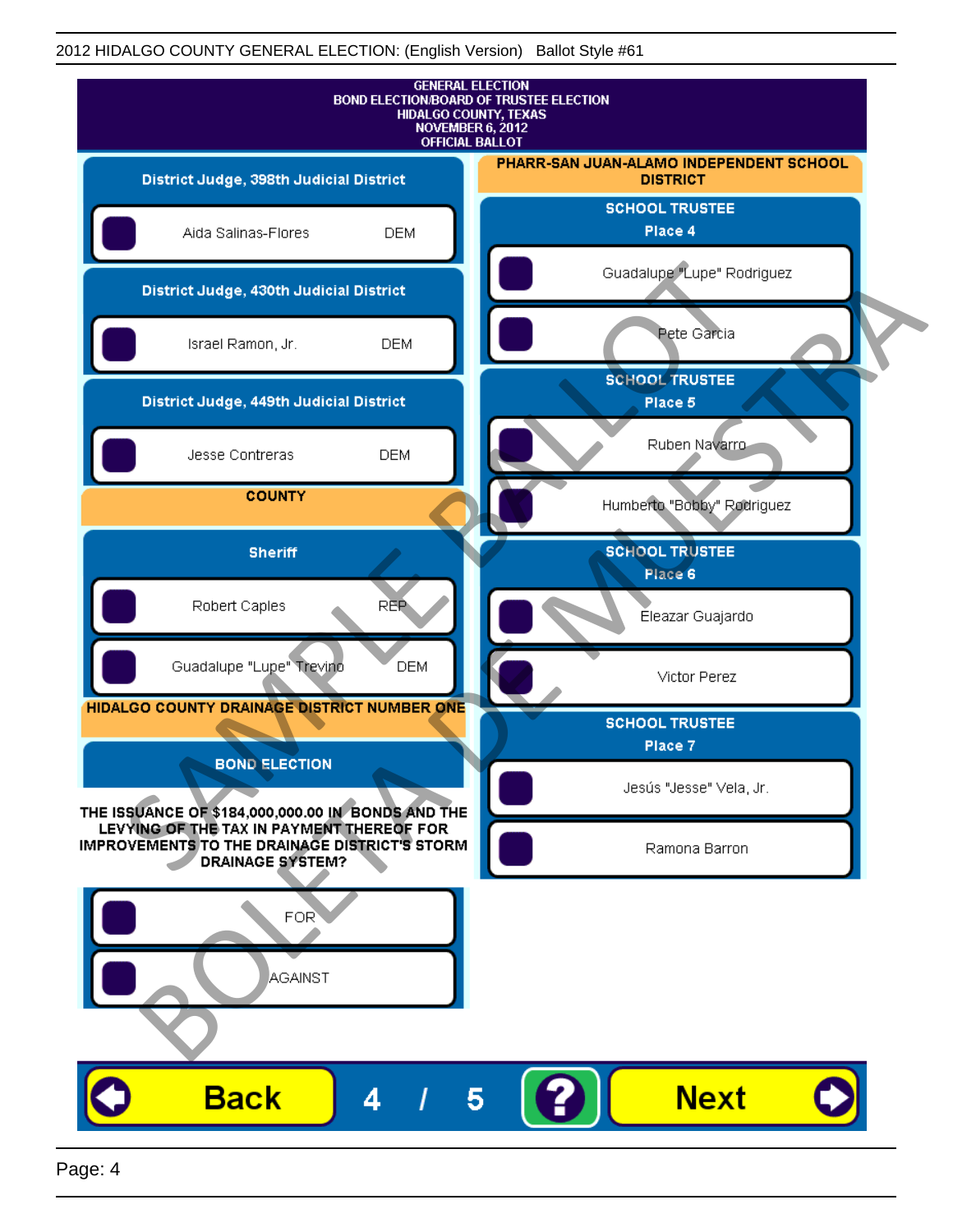2012 HIDALGO COUNTY GENERAL ELECTION: (English Version) Ballot Style #61

GENERAL ELECTION
BOND ELECTION/BOARD OF TRUSTEE ELECTION
HIDALGO COUNTY, TEXAS
NOVEMBER 6, 2012
OFFICIAL BALLOT

## District Judge, 398th Judicial District

- Aida Salinas-Flores DEM

## District Judge, 430th Judicial District

- Israel Ramon, Jr. DEM

## District Judge, 449th Judicial District

- Jesse Contreras DEM

## COUNTY

### Sheriff

- Robert Caples REP
- Guadalupe "Lupe" Trevino DEM

## HIDALGO COUNTY DRAINAGE DISTRICT NUMBER ONE

### BOND ELECTION

THE ISSUANCE OF $184,000,000.00 IN BONDS AND THE LEVYING OF THE TAX IN PAYMENT THEREOF FOR IMPROVEMENTS TO THE DRAINAGE DISTRICT'S STORM DRAINAGE SYSTEM?

- FOR
- AGAINST

## PHARR-SAN JUAN-ALAMO INDEPENDENT SCHOOL DISTRICT

### SCHOOL TRUSTEE Place 4

- Guadalupe "Lupe" Rodriguez
- Pete Garcia

### SCHOOL TRUSTEE Place 5

- Ruben Navarro
- Humberto "Bobby" Rodriguez

### SCHOOL TRUSTEE Place 6

- Eleazar Guajardo
- Victor Perez

### SCHOOL TRUSTEE Place 7

- Jesús "Jesse" Vela, Jr.
- Ramona Barron

SAMPLE BALLOT BOLETA DE MUESTRA

Back 4 / 5 ? Next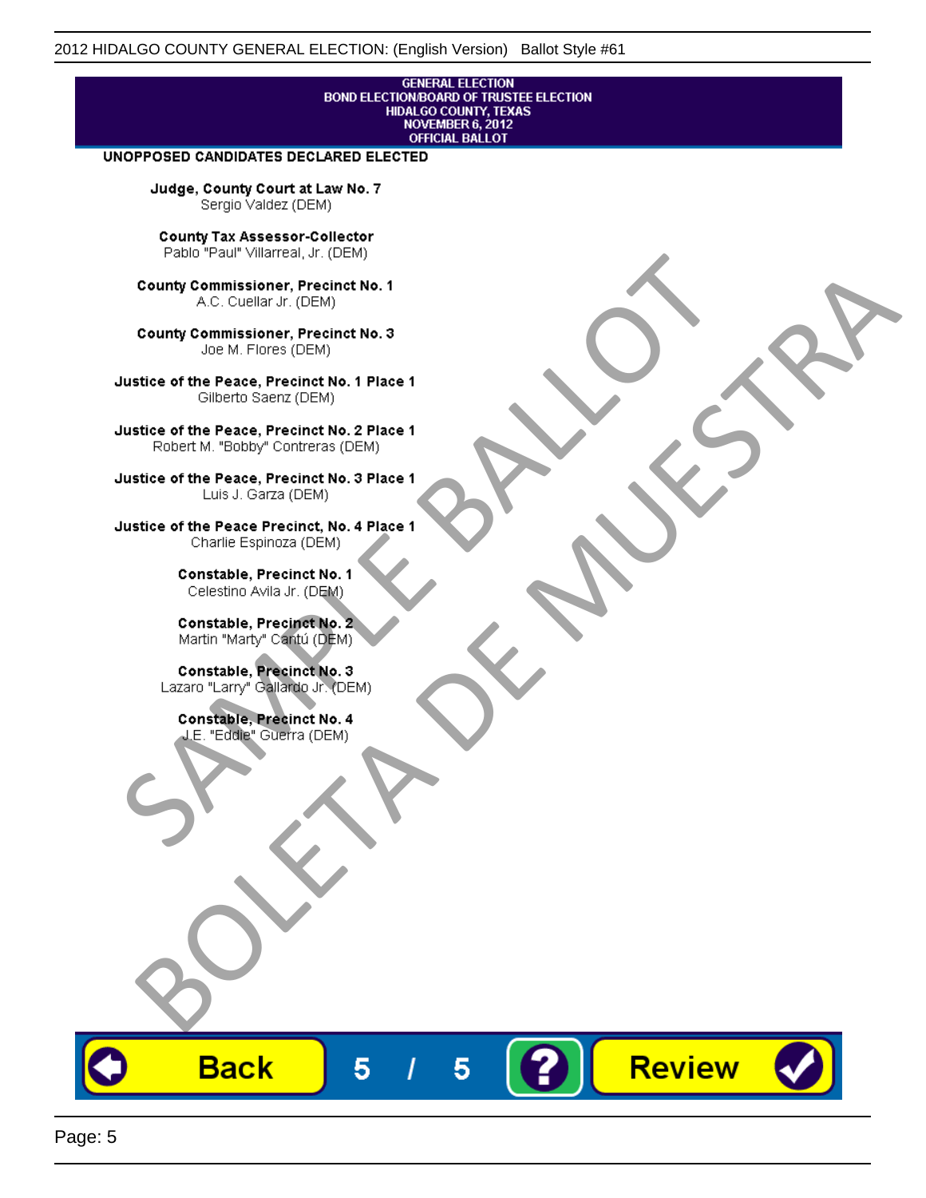GENERAL ELECTION
BOND ELECTION/BOARD OF TRUSTEE ELECTION
HIDALGO COUNTY, TEXAS
NOVEMBER 6, 2012
OFFICIAL BALLOT

## UNOPPOSED CANDIDATES DECLARED ELECTED

**Judge, County Court at Law No. 7**
Sergio Valdez (DEM)

**County Tax Assessor-Collector**
Pablo "Paul" Villarreal, Jr. (DEM)

**County Commissioner, Precinct No. 1**
A.C. Cuellar Jr. (DEM)

**County Commissioner, Precinct No. 3**
Joe M. Flores (DEM)

**Justice of the Peace, Precinct No. 1 Place 1**
Gilberto Saenz (DEM)

**Justice of the Peace, Precinct No. 2 Place 1**
Robert M. "Bobby" Contreras (DEM)

**Justice of the Peace, Precinct No. 3 Place 1**
Luis J. Garza (DEM)

**Justice of the Peace Precinct, No. 4 Place 1**
Charlie Espinoza (DEM)

**Constable, Precinct No. 1**
Celestino Avila Jr. (DEM)

**Constable, Precinct No. 2**
Martin "Marty" Cantú (DEM)

**Constable, Precinct No. 3**
Lazaro "Larry" Gallardo Jr. (DEM)

**Constable, Precinct No. 4**
J.E. "Eddie" Guerra (DEM)

SAMPLE BALLOT
BOLETA DE MUESTRA

Back 5 / 5 ? Review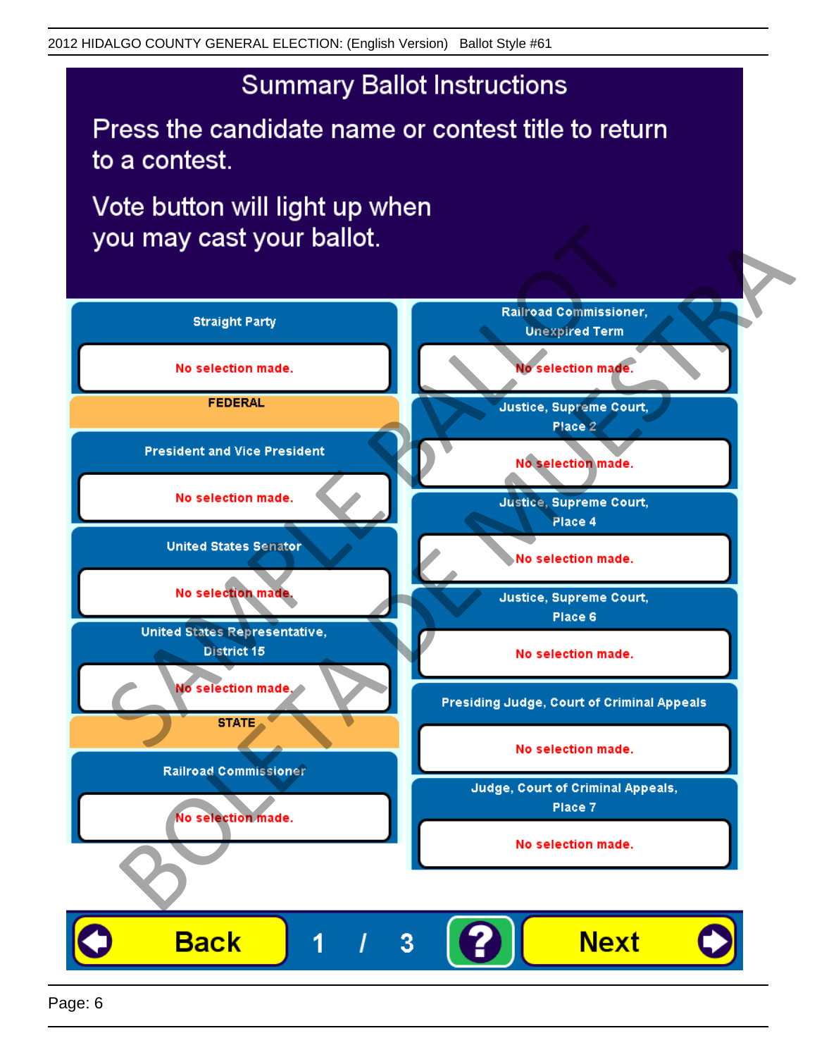# Summary Ballot Instructions

Press the candidate name or contest title to return to a contest.

Vote button will light up when you may cast your ballot.

**Straight Party**

No selection made.

**FEDERAL**

**President and Vice President**

No selection made.

**United States Senator**

No selection made.

**United States Representative, District 15**

No selection made.

**STATE**

**Railroad Commissioner**

No selection made.

**Railroad Commissioner, Unexpired Term**

No selection made.

**Justice, Supreme Court, Place 2**

No selection made.

**Justice, Supreme Court, Place 4**

No selection made.

**Justice, Supreme Court, Place 6**

No selection made.

**Presiding Judge, Court of Criminal Appeals**

No selection made.

**Judge, Court of Criminal Appeals, Place 7**

No selection made.

Back 1 / 3 ? Next

SAMPLE BALLOT BOLETA DE MUESTRA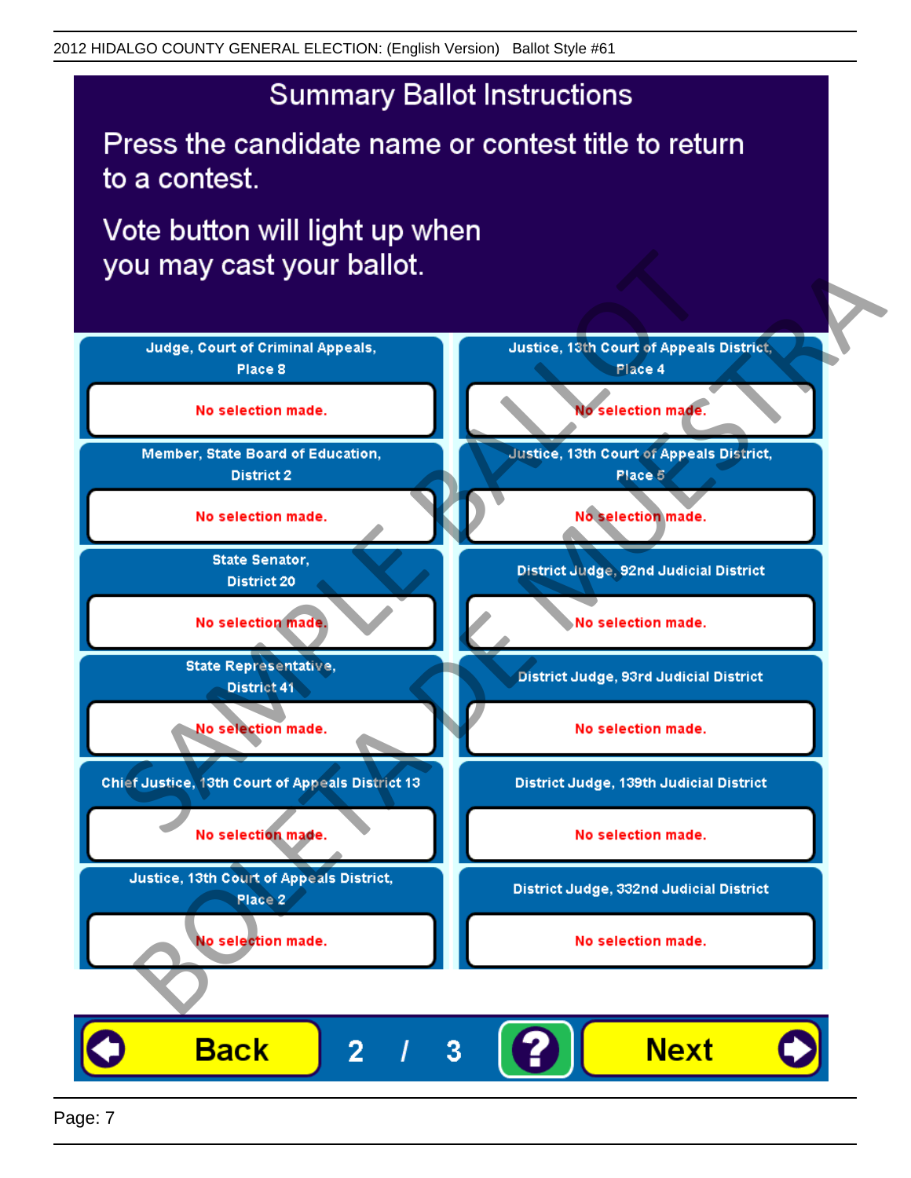# Summary Ballot Instructions

Press the candidate name or contest title to return to a contest.

Vote button will light up when you may cast your ballot.

| Contest | Selection | Contest | Selection |
| --- | --- | --- | --- |
| Judge, Court of Criminal Appeals, Place 8 | No selection made. | Justice, 13th Court of Appeals District, Place 4 | No selection made. |
| Member, State Board of Education, District 2 | No selection made. | Justice, 13th Court of Appeals District, Place 5 | No selection made. |
| State Senator, District 20 | No selection made. | District Judge, 92nd Judicial District | No selection made. |
| State Representative, District 41 | No selection made. | District Judge, 93rd Judicial District | No selection made. |
| Chief Justice, 13th Court of Appeals District 13 | No selection made. | District Judge, 139th Judicial District | No selection made. |
| Justice, 13th Court of Appeals District, Place 2 | No selection made. | District Judge, 332nd Judicial District | No selection made. |

Back | 2 / 3 | ? | Next

SAMPLE BALLOT — BOLETA DE MUESTRA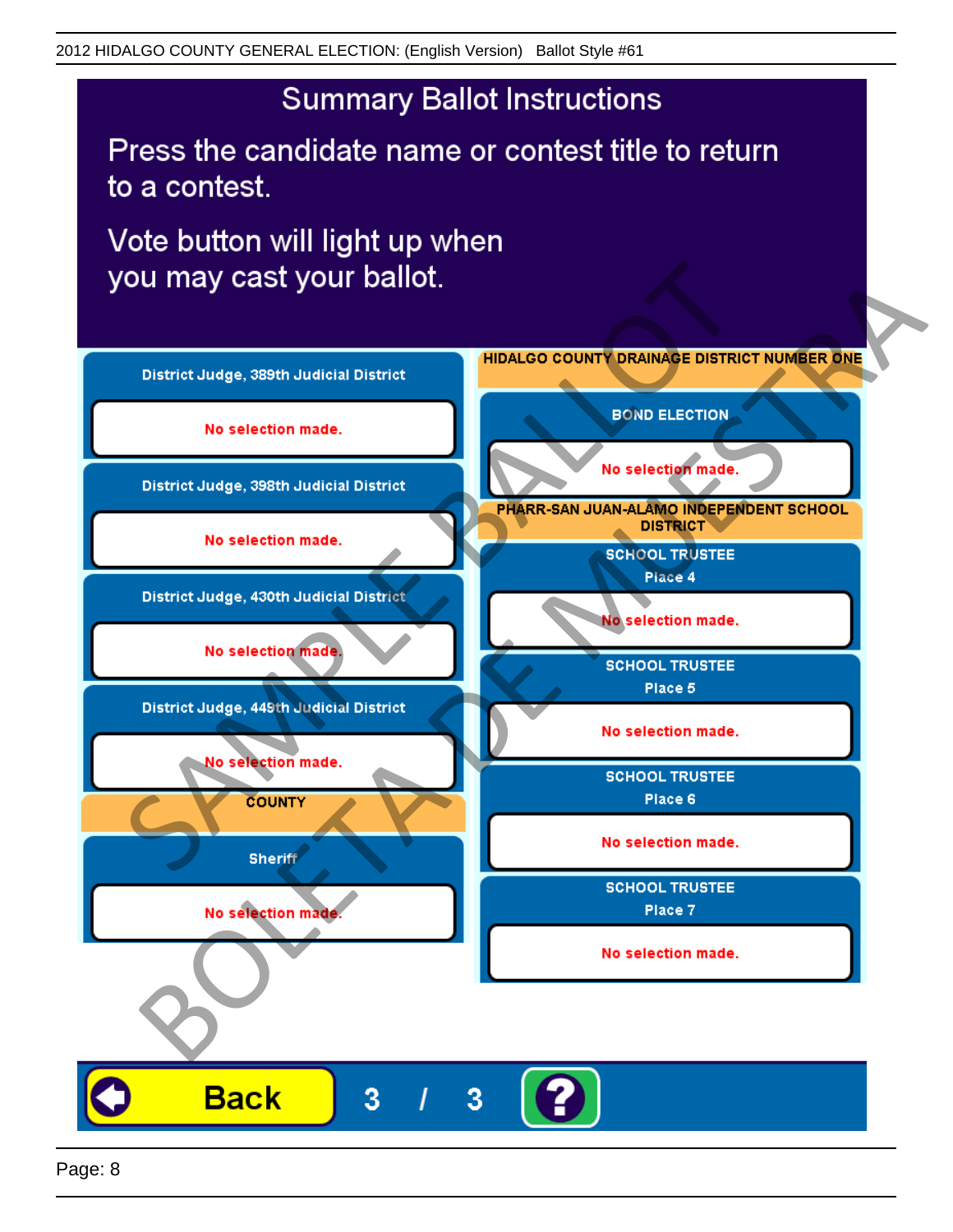## Summary Ballot Instructions

Press the candidate name or contest title to return to a contest.

Vote button will light up when you may cast your ballot.

**District Judge, 389th Judicial District**

No selection made.

**District Judge, 398th Judicial District**

No selection made.

**District Judge, 430th Judicial District**

No selection made.

**District Judge, 449th Judicial District**

No selection made.

**COUNTY**

**Sheriff**

No selection made.

**HIDALGO COUNTY DRAINAGE DISTRICT NUMBER ONE**

**BOND ELECTION**

No selection made.

**PHARR-SAN JUAN-ALAMO INDEPENDENT SCHOOL DISTRICT**

**SCHOOL TRUSTEE Place 4**

No selection made.

**SCHOOL TRUSTEE Place 5**

No selection made.

**SCHOOL TRUSTEE Place 6**

No selection made.

**SCHOOL TRUSTEE Place 7**

No selection made.

Back

3 / 3

?

SAMPLE BALLOT

BOLETA DE MUESTRA